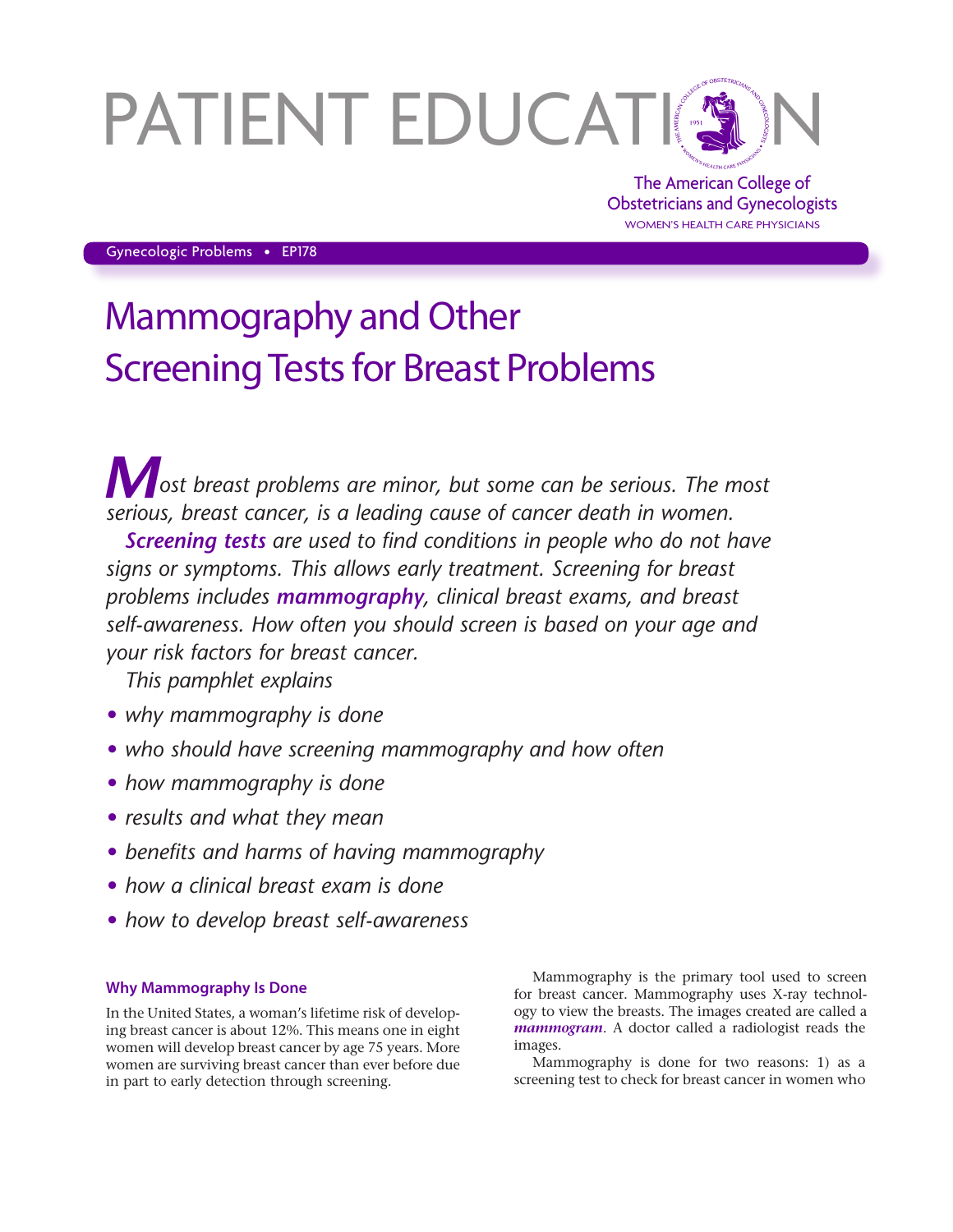# PATIENT EDUCATION

The American College of Obstetricians and Gynecologists
WOMEN'S HEALTH CARE PHYSICIANS

Gynecologic Problems • EP178

# Mammography and Other Screening Tests for Breast Problems

*Most breast problems are minor, but some can be serious. The most serious, breast cancer, is a leading cause of cancer death in women.*

***Screening tests*** *are used to find conditions in people who do not have signs or symptoms. This allows early treatment. Screening for breast problems includes* ***mammography****, clinical breast exams, and breast self-awareness. How often you should screen is based on your age and your risk factors for breast cancer.*

*This pamphlet explains*

- *why mammography is done*
- *who should have screening mammography and how often*
- *how mammography is done*
- *results and what they mean*
- *benefits and harms of having mammography*
- *how a clinical breast exam is done*
- *how to develop breast self-awareness*

## Why Mammography Is Done

In the United States, a woman's lifetime risk of developing breast cancer is about 12%. This means one in eight women will develop breast cancer by age 75 years. More women are surviving breast cancer than ever before due in part to early detection through screening.

Mammography is the primary tool used to screen for breast cancer. Mammography uses X-ray technology to view the breasts. The images created are called a ***mammogram***. A doctor called a radiologist reads the images.

Mammography is done for two reasons: 1) as a screening test to check for breast cancer in women who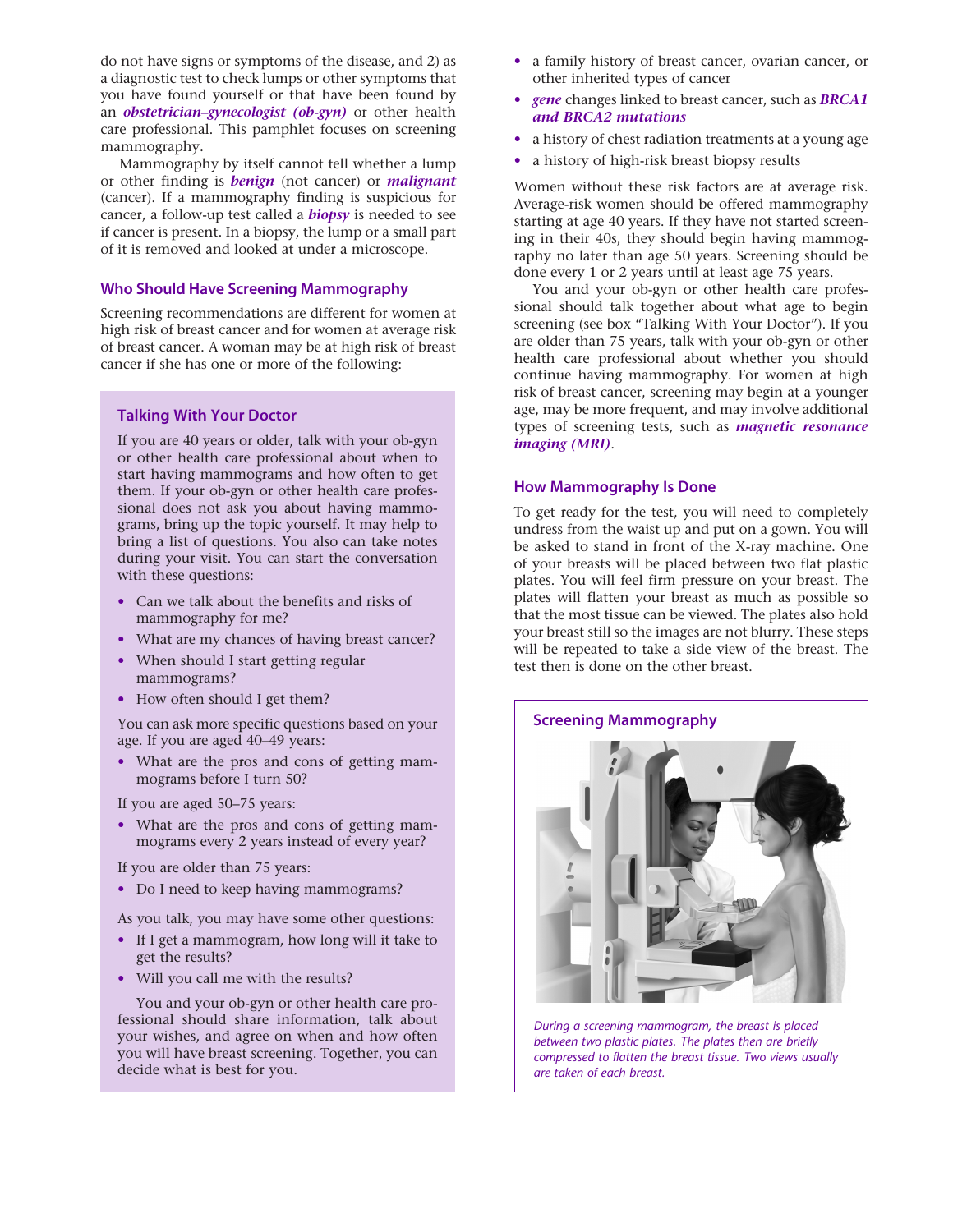do not have signs or symptoms of the disease, and 2) as a diagnostic test to check lumps or other symptoms that you have found yourself or that have been found by an ***obstetrician–gynecologist (ob-gyn)*** or other health care professional. This pamphlet focuses on screening mammography.

Mammography by itself cannot tell whether a lump or other finding is ***benign*** (not cancer) or ***malignant*** (cancer). If a mammography finding is suspicious for cancer, a follow-up test called a ***biopsy*** is needed to see if cancer is present. In a biopsy, the lump or a small part of it is removed and looked at under a microscope.

## Who Should Have Screening Mammography

Screening recommendations are different for women at high risk of breast cancer and for women at average risk of breast cancer. A woman may be at high risk of breast cancer if she has one or more of the following:

- a family history of breast cancer, ovarian cancer, or other inherited types of cancer
- ***gene*** changes linked to breast cancer, such as ***BRCA1 and BRCA2 mutations***
- a history of chest radiation treatments at a young age
- a history of high-risk breast biopsy results

Women without these risk factors are at average risk. Average-risk women should be offered mammography starting at age 40 years. If they have not started screening in their 40s, they should begin having mammography no later than age 50 years. Screening should be done every 1 or 2 years until at least age 75 years.

You and your ob-gyn or other health care professional should talk together about what age to begin screening (see box "Talking With Your Doctor"). If you are older than 75 years, talk with your ob-gyn or other health care professional about whether you should continue having mammography. For women at high risk of breast cancer, screening may begin at a younger age, may be more frequent, and may involve additional types of screening tests, such as ***magnetic resonance imaging (MRI)***.

### Talking With Your Doctor

If you are 40 years or older, talk with your ob-gyn or other health care professional about when to start having mammograms and how often to get them. If your ob-gyn or other health care professional does not ask you about having mammograms, bring up the topic yourself. It may help to bring a list of questions. You also can take notes during your visit. You can start the conversation with these questions:

- Can we talk about the benefits and risks of mammography for me?
- What are my chances of having breast cancer?
- When should I start getting regular mammograms?
- How often should I get them?

You can ask more specific questions based on your age. If you are aged 40–49 years:

- What are the pros and cons of getting mammograms before I turn 50?

If you are aged 50–75 years:

- What are the pros and cons of getting mammograms every 2 years instead of every year?

If you are older than 75 years:

- Do I need to keep having mammograms?

As you talk, you may have some other questions:

- If I get a mammogram, how long will it take to get the results?
- Will you call me with the results?

You and your ob-gyn or other health care professional should share information, talk about your wishes, and agree on when and how often you will have breast screening. Together, you can decide what is best for you.

## How Mammography Is Done

To get ready for the test, you will need to completely undress from the waist up and put on a gown. You will be asked to stand in front of the X-ray machine. One of your breasts will be placed between two flat plastic plates. You will feel firm pressure on your breast. The plates will flatten your breast as much as possible so that the most tissue can be viewed. The plates also hold your breast still so the images are not blurry. These steps will be repeated to take a side view of the breast. The test then is done on the other breast.

### Screening Mammography

*During a screening mammogram, the breast is placed between two plastic plates. The plates then are briefly compressed to flatten the breast tissue. Two views usually are taken of each breast.*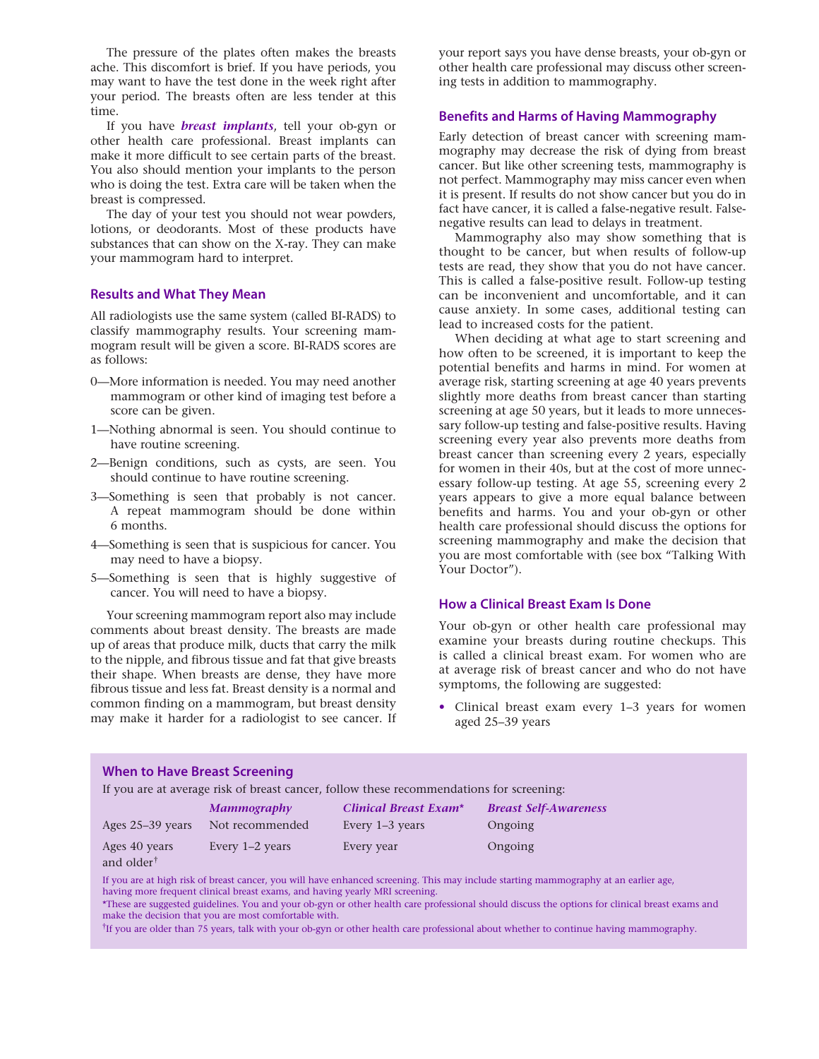The pressure of the plates often makes the breasts ache. This discomfort is brief. If you have periods, you may want to have the test done in the week right after your period. The breasts often are less tender at this time.

If you have ***breast implants***, tell your ob-gyn or other health care professional. Breast implants can make it more difficult to see certain parts of the breast. You also should mention your implants to the person who is doing the test. Extra care will be taken when the breast is compressed.

The day of your test you should not wear powders, lotions, or deodorants. Most of these products have substances that can show on the X-ray. They can make your mammogram hard to interpret.

## Results and What They Mean

All radiologists use the same system (called BI-RADS) to classify mammography results. Your screening mammogram result will be given a score. BI-RADS scores are as follows:

- 0—More information is needed. You may need another mammogram or other kind of imaging test before a score can be given.
- 1—Nothing abnormal is seen. You should continue to have routine screening.
- 2—Benign conditions, such as cysts, are seen. You should continue to have routine screening.
- 3—Something is seen that probably is not cancer. A repeat mammogram should be done within 6 months.
- 4—Something is seen that is suspicious for cancer. You may need to have a biopsy.
- 5—Something is seen that is highly suggestive of cancer. You will need to have a biopsy.

Your screening mammogram report also may include comments about breast density. The breasts are made up of areas that produce milk, ducts that carry the milk to the nipple, and fibrous tissue and fat that give breasts their shape. When breasts are dense, they have more fibrous tissue and less fat. Breast density is a normal and common finding on a mammogram, but breast density may make it harder for a radiologist to see cancer. If your report says you have dense breasts, your ob-gyn or other health care professional may discuss other screening tests in addition to mammography.

## Benefits and Harms of Having Mammography

Early detection of breast cancer with screening mammography may decrease the risk of dying from breast cancer. But like other screening tests, mammography is not perfect. Mammography may miss cancer even when it is present. If results do not show cancer but you do in fact have cancer, it is called a false-negative result. False-negative results can lead to delays in treatment.

Mammography also may show something that is thought to be cancer, but when results of follow-up tests are read, they show that you do not have cancer. This is called a false-positive result. Follow-up testing can be inconvenient and uncomfortable, and it can cause anxiety. In some cases, additional testing can lead to increased costs for the patient.

When deciding at what age to start screening and how often to be screened, it is important to keep the potential benefits and harms in mind. For women at average risk, starting screening at age 40 years prevents slightly more deaths from breast cancer than starting screening at age 50 years, but it leads to more unnecessary follow-up testing and false-positive results. Having screening every year also prevents more deaths from breast cancer than screening every 2 years, especially for women in their 40s, but at the cost of more unnecessary follow-up testing. At age 55, screening every 2 years appears to give a more equal balance between benefits and harms. You and your ob-gyn or other health care professional should discuss the options for screening mammography and make the decision that you are most comfortable with (see box "Talking With Your Doctor").

## How a Clinical Breast Exam Is Done

Your ob-gyn or other health care professional may examine your breasts during routine checkups. This is called a clinical breast exam. For women who are at average risk of breast cancer and who do not have symptoms, the following are suggested:

- Clinical breast exam every 1–3 years for women aged 25–39 years

### When to Have Breast Screening

If you are at average risk of breast cancer, follow these recommendations for screening:

| | *Mammography* | *Clinical Breast Exam** | *Breast Self-Awareness* |
|---|---|---|---|
| Ages 25–39 years | Not recommended | Every 1–3 years | Ongoing |
| Ages 40 years and older† | Every 1–2 years | Every year | Ongoing |

If you are at high risk of breast cancer, you will have enhanced screening. This may include starting mammography at an earlier age, having more frequent clinical breast exams, and having yearly MRI screening.

*These are suggested guidelines. You and your ob-gyn or other health care professional should discuss the options for clinical breast exams and make the decision that you are most comfortable with.

†If you are older than 75 years, talk with your ob-gyn or other health care professional about whether to continue having mammography.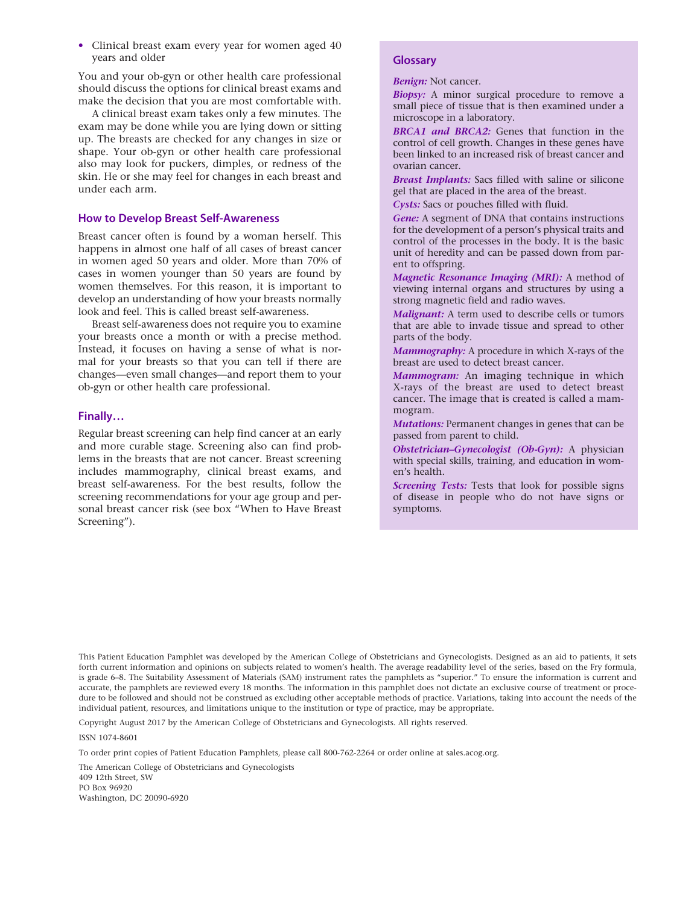- Clinical breast exam every year for women aged 40 years and older

You and your ob-gyn or other health care professional should discuss the options for clinical breast exams and make the decision that you are most comfortable with.

A clinical breast exam takes only a few minutes. The exam may be done while you are lying down or sitting up. The breasts are checked for any changes in size or shape. Your ob-gyn or other health care professional also may look for puckers, dimples, or redness of the skin. He or she may feel for changes in each breast and under each arm.

### How to Develop Breast Self-Awareness

Breast cancer often is found by a woman herself. This happens in almost one half of all cases of breast cancer in women aged 50 years and older. More than 70% of cases in women younger than 50 years are found by women themselves. For this reason, it is important to develop an understanding of how your breasts normally look and feel. This is called breast self-awareness.

Breast self-awareness does not require you to examine your breasts once a month or with a precise method. Instead, it focuses on having a sense of what is normal for your breasts so that you can tell if there are changes—even small changes—and report them to your ob-gyn or other health care professional.

### Finally…

Regular breast screening can help find cancer at an early and more curable stage. Screening also can find problems in the breasts that are not cancer. Breast screening includes mammography, clinical breast exams, and breast self-awareness. For the best results, follow the screening recommendations for your age group and personal breast cancer risk (see box "When to Have Breast Screening").

### Glossary

***Benign:*** Not cancer.

***Biopsy:*** A minor surgical procedure to remove a small piece of tissue that is then examined under a microscope in a laboratory.

***BRCA1 and BRCA2:*** Genes that function in the control of cell growth. Changes in these genes have been linked to an increased risk of breast cancer and ovarian cancer.

***Breast Implants:*** Sacs filled with saline or silicone gel that are placed in the area of the breast.

***Cysts:*** Sacs or pouches filled with fluid.

***Gene:*** A segment of DNA that contains instructions for the development of a person's physical traits and control of the processes in the body. It is the basic unit of heredity and can be passed down from parent to offspring.

***Magnetic Resonance Imaging (MRI):*** A method of viewing internal organs and structures by using a strong magnetic field and radio waves.

***Malignant:*** A term used to describe cells or tumors that are able to invade tissue and spread to other parts of the body.

***Mammography:*** A procedure in which X-rays of the breast are used to detect breast cancer.

***Mammogram:*** An imaging technique in which X-rays of the breast are used to detect breast cancer. The image that is created is called a mammogram.

***Mutations:*** Permanent changes in genes that can be passed from parent to child.

***Obstetrician–Gynecologist (Ob-Gyn):*** A physician with special skills, training, and education in women's health.

***Screening Tests:*** Tests that look for possible signs of disease in people who do not have signs or symptoms.

This Patient Education Pamphlet was developed by the American College of Obstetricians and Gynecologists. Designed as an aid to patients, it sets forth current information and opinions on subjects related to women's health. The average readability level of the series, based on the Fry formula, is grade 6–8. The Suitability Assessment of Materials (SAM) instrument rates the pamphlets as "superior." To ensure the information is current and accurate, the pamphlets are reviewed every 18 months. The information in this pamphlet does not dictate an exclusive course of treatment or procedure to be followed and should not be construed as excluding other acceptable methods of practice. Variations, taking into account the needs of the individual patient, resources, and limitations unique to the institution or type of practice, may be appropriate.

Copyright August 2017 by the American College of Obstetricians and Gynecologists. All rights reserved.

ISSN 1074-8601

To order print copies of Patient Education Pamphlets, please call 800-762-2264 or order online at sales.acog.org.

The American College of Obstetricians and Gynecologists
409 12th Street, SW
PO Box 96920
Washington, DC 20090-6920